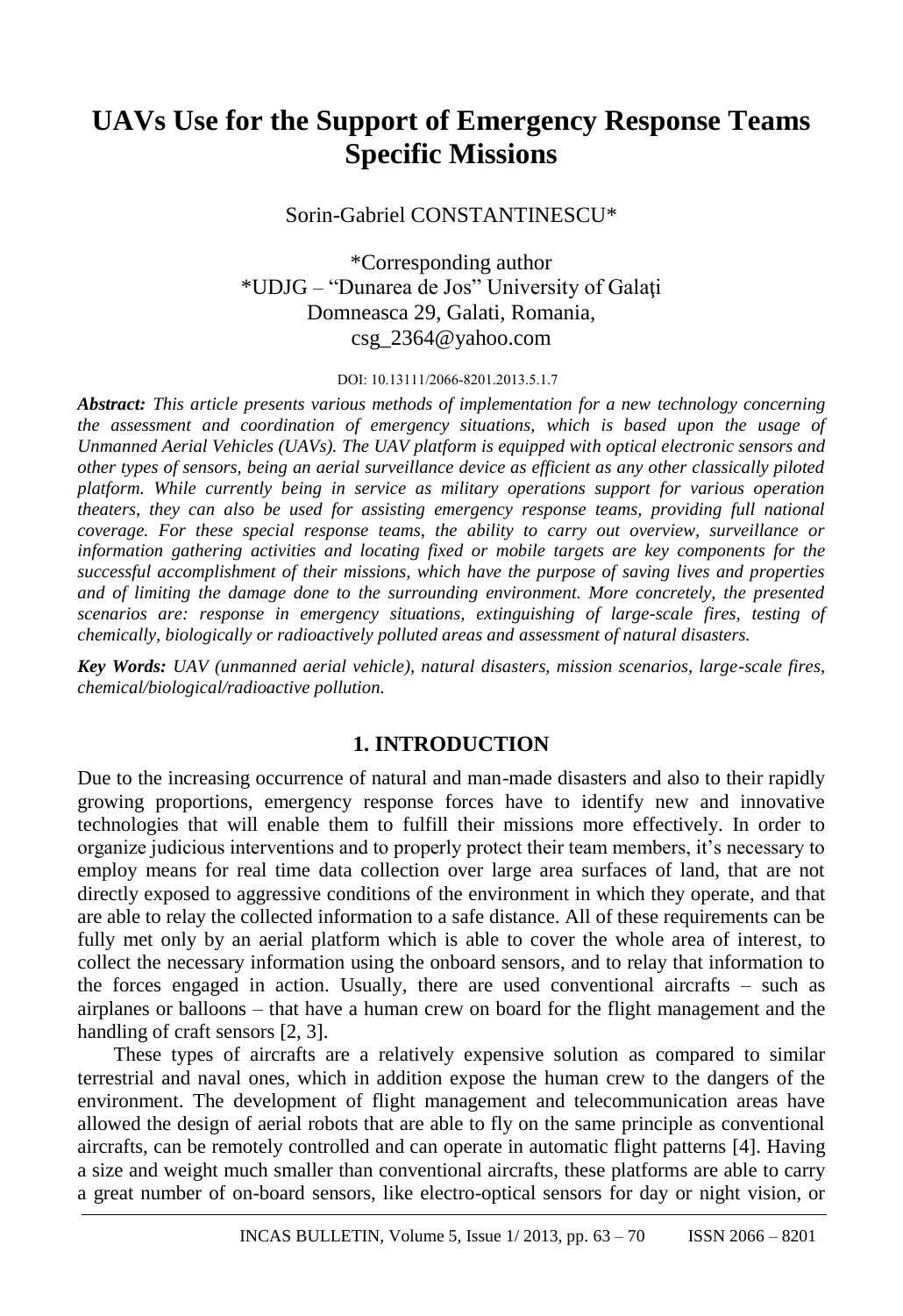# UAVs Use for the Support of Emergency Response Teams Specific Missions

Sorin-Gabriel CONSTANTINESCU*

*Corresponding author
*UDJG – "Dunarea de Jos" University of Galaţi
Domneasca 29, Galati, Romania,
csg_2364@yahoo.com

DOI: 10.13111/2066-8201.2013.5.1.7

***Abstract:*** *This article presents various methods of implementation for a new technology concerning the assessment and coordination of emergency situations, which is based upon the usage of Unmanned Aerial Vehicles (UAVs). The UAV platform is equipped with optical electronic sensors and other types of sensors, being an aerial surveillance device as efficient as any other classically piloted platform. While currently being in service as military operations support for various operation theaters, they can also be used for assisting emergency response teams, providing full national coverage. For these special response teams, the ability to carry out overview, surveillance or information gathering activities and locating fixed or mobile targets are key components for the successful accomplishment of their missions, which have the purpose of saving lives and properties and of limiting the damage done to the surrounding environment. More concretely, the presented scenarios are: response in emergency situations, extinguishing of large-scale fires, testing of chemically, biologically or radioactively polluted areas and assessment of natural disasters.*

***Key Words:*** *UAV (unmanned aerial vehicle), natural disasters, mission scenarios, large-scale fires, chemical/biological/radioactive pollution.*

## 1. INTRODUCTION

Due to the increasing occurrence of natural and man-made disasters and also to their rapidly growing proportions, emergency response forces have to identify new and innovative technologies that will enable them to fulfill their missions more effectively. In order to organize judicious interventions and to properly protect their team members, it's necessary to employ means for real time data collection over large area surfaces of land, that are not directly exposed to aggressive conditions of the environment in which they operate, and that are able to relay the collected information to a safe distance. All of these requirements can be fully met only by an aerial platform which is able to cover the whole area of interest, to collect the necessary information using the onboard sensors, and to relay that information to the forces engaged in action. Usually, there are used conventional aircrafts – such as airplanes or balloons – that have a human crew on board for the flight management and the handling of craft sensors [2, 3].

These types of aircrafts are a relatively expensive solution as compared to similar terrestrial and naval ones, which in addition expose the human crew to the dangers of the environment. The development of flight management and telecommunication areas have allowed the design of aerial robots that are able to fly on the same principle as conventional aircrafts, can be remotely controlled and can operate in automatic flight patterns [4]. Having a size and weight much smaller than conventional aircrafts, these platforms are able to carry a great number of on-board sensors, like electro-optical sensors for day or night vision, or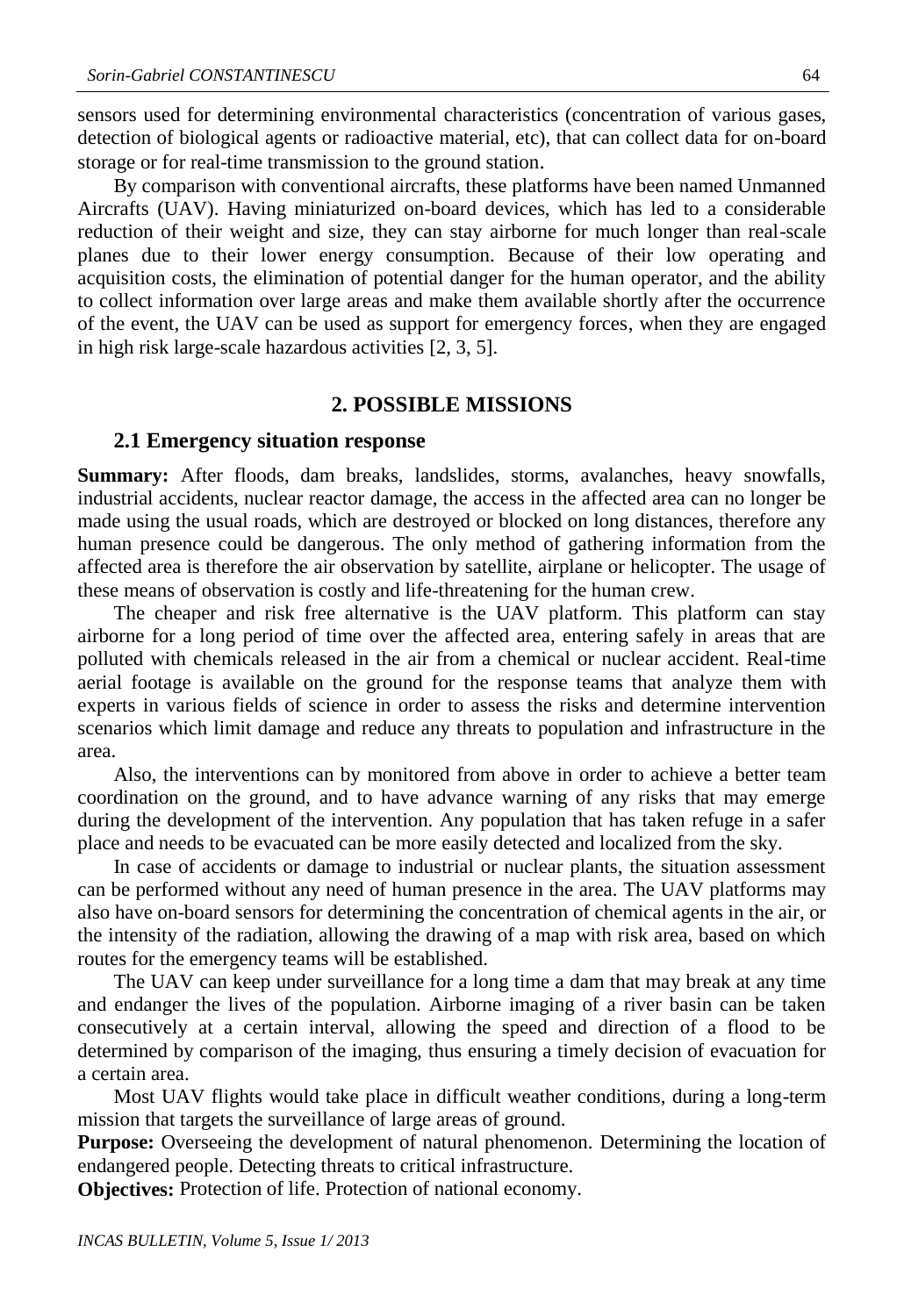sensors used for determining environmental characteristics (concentration of various gases, detection of biological agents or radioactive material, etc), that can collect data for on-board storage or for real-time transmission to the ground station.

By comparison with conventional aircrafts, these platforms have been named Unmanned Aircrafts (UAV). Having miniaturized on-board devices, which has led to a considerable reduction of their weight and size, they can stay airborne for much longer than real-scale planes due to their lower energy consumption. Because of their low operating and acquisition costs, the elimination of potential danger for the human operator, and the ability to collect information over large areas and make them available shortly after the occurrence of the event, the UAV can be used as support for emergency forces, when they are engaged in high risk large-scale hazardous activities [2, 3, 5].

## 2. POSSIBLE MISSIONS

### 2.1 Emergency situation response

**Summary:** After floods, dam breaks, landslides, storms, avalanches, heavy snowfalls, industrial accidents, nuclear reactor damage, the access in the affected area can no longer be made using the usual roads, which are destroyed or blocked on long distances, therefore any human presence could be dangerous. The only method of gathering information from the affected area is therefore the air observation by satellite, airplane or helicopter. The usage of these means of observation is costly and life-threatening for the human crew.

The cheaper and risk free alternative is the UAV platform. This platform can stay airborne for a long period of time over the affected area, entering safely in areas that are polluted with chemicals released in the air from a chemical or nuclear accident. Real-time aerial footage is available on the ground for the response teams that analyze them with experts in various fields of science in order to assess the risks and determine intervention scenarios which limit damage and reduce any threats to population and infrastructure in the area.

Also, the interventions can by monitored from above in order to achieve a better team coordination on the ground, and to have advance warning of any risks that may emerge during the development of the intervention. Any population that has taken refuge in a safer place and needs to be evacuated can be more easily detected and localized from the sky.

In case of accidents or damage to industrial or nuclear plants, the situation assessment can be performed without any need of human presence in the area. The UAV platforms may also have on-board sensors for determining the concentration of chemical agents in the air, or the intensity of the radiation, allowing the drawing of a map with risk area, based on which routes for the emergency teams will be established.

The UAV can keep under surveillance for a long time a dam that may break at any time and endanger the lives of the population. Airborne imaging of a river basin can be taken consecutively at a certain interval, allowing the speed and direction of a flood to be determined by comparison of the imaging, thus ensuring a timely decision of evacuation for a certain area.

Most UAV flights would take place in difficult weather conditions, during a long-term mission that targets the surveillance of large areas of ground.

**Purpose:** Overseeing the development of natural phenomenon. Determining the location of endangered people. Detecting threats to critical infrastructure.

**Objectives:** Protection of life. Protection of national economy.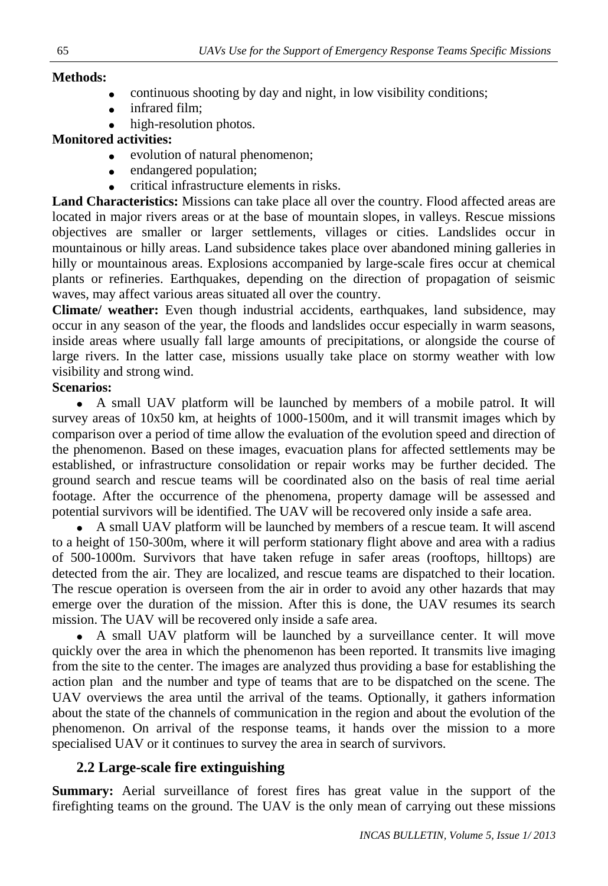**Methods:**

- continuous shooting by day and night, in low visibility conditions;
- infrared film;
- high-resolution photos.

**Monitored activities:**

- evolution of natural phenomenon;
- endangered population;
- critical infrastructure elements in risks.

**Land Characteristics:** Missions can take place all over the country. Flood affected areas are located in major rivers areas or at the base of mountain slopes, in valleys. Rescue missions objectives are smaller or larger settlements, villages or cities. Landslides occur in mountainous or hilly areas. Land subsidence takes place over abandoned mining galleries in hilly or mountainous areas. Explosions accompanied by large-scale fires occur at chemical plants or refineries. Earthquakes, depending on the direction of propagation of seismic waves, may affect various areas situated all over the country.

**Climate/ weather:** Even though industrial accidents, earthquakes, land subsidence, may occur in any season of the year, the floods and landslides occur especially in warm seasons, inside areas where usually fall large amounts of precipitations, or alongside the course of large rivers. In the latter case, missions usually take place on stormy weather with low visibility and strong wind.

**Scenarios:**

- A small UAV platform will be launched by members of a mobile patrol. It will survey areas of 10x50 km, at heights of 1000-1500m, and it will transmit images which by comparison over a period of time allow the evaluation of the evolution speed and direction of the phenomenon. Based on these images, evacuation plans for affected settlements may be established, or infrastructure consolidation or repair works may be further decided. The ground search and rescue teams will be coordinated also on the basis of real time aerial footage. After the occurrence of the phenomena, property damage will be assessed and potential survivors will be identified. The UAV will be recovered only inside a safe area.
- A small UAV platform will be launched by members of a rescue team. It will ascend to a height of 150-300m, where it will perform stationary flight above and area with a radius of 500-1000m. Survivors that have taken refuge in safer areas (rooftops, hilltops) are detected from the air. They are localized, and rescue teams are dispatched to their location. The rescue operation is overseen from the air in order to avoid any other hazards that may emerge over the duration of the mission. After this is done, the UAV resumes its search mission. The UAV will be recovered only inside a safe area.
- A small UAV platform will be launched by a surveillance center. It will move quickly over the area in which the phenomenon has been reported. It transmits live imaging from the site to the center. The images are analyzed thus providing a base for establishing the action plan and the number and type of teams that are to be dispatched on the scene. The UAV overviews the area until the arrival of the teams. Optionally, it gathers information about the state of the channels of communication in the region and about the evolution of the phenomenon. On arrival of the response teams, it hands over the mission to a more specialised UAV or it continues to survey the area in search of survivors.

## 2.2 Large-scale fire extinguishing

**Summary:** Aerial surveillance of forest fires has great value in the support of the firefighting teams on the ground. The UAV is the only mean of carrying out these missions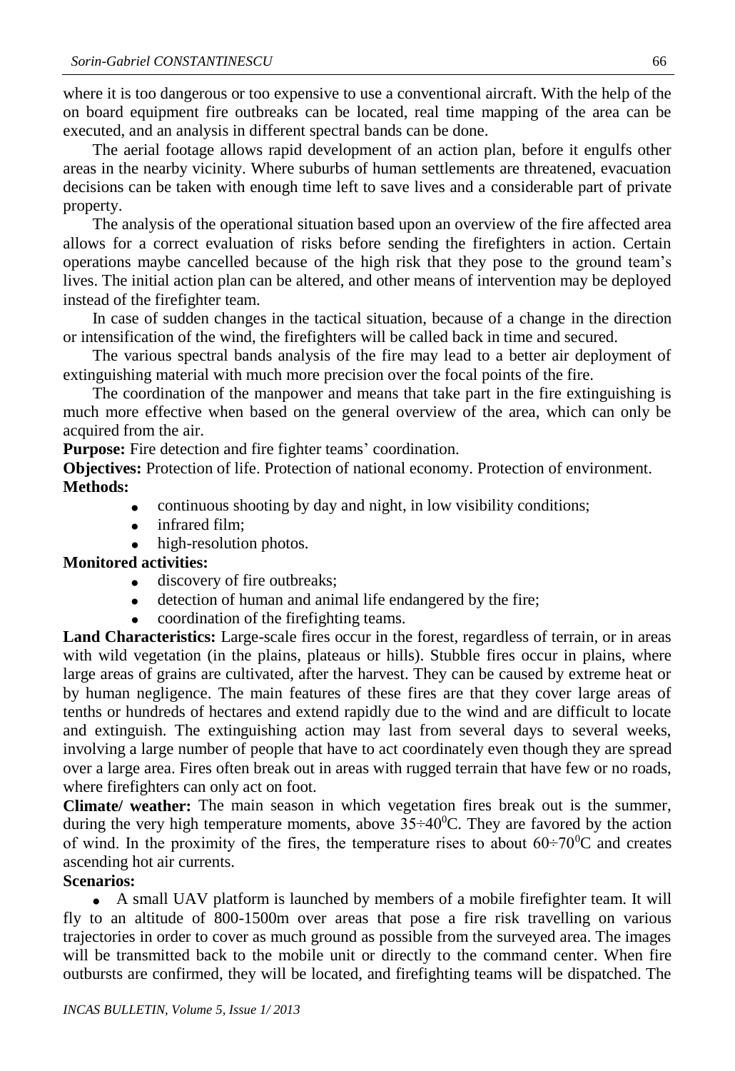where it is too dangerous or too expensive to use a conventional aircraft. With the help of the on board equipment fire outbreaks can be located, real time mapping of the area can be executed, and an analysis in different spectral bands can be done.

The aerial footage allows rapid development of an action plan, before it engulfs other areas in the nearby vicinity. Where suburbs of human settlements are threatened, evacuation decisions can be taken with enough time left to save lives and a considerable part of private property.

The analysis of the operational situation based upon an overview of the fire affected area allows for a correct evaluation of risks before sending the firefighters in action. Certain operations maybe cancelled because of the high risk that they pose to the ground team's lives. The initial action plan can be altered, and other means of intervention may be deployed instead of the firefighter team.

In case of sudden changes in the tactical situation, because of a change in the direction or intensification of the wind, the firefighters will be called back in time and secured.

The various spectral bands analysis of the fire may lead to a better air deployment of extinguishing material with much more precision over the focal points of the fire.

The coordination of the manpower and means that take part in the fire extinguishing is much more effective when based on the general overview of the area, which can only be acquired from the air.

**Purpose:** Fire detection and fire fighter teams' coordination.

**Objectives:** Protection of life. Protection of national economy. Protection of environment.

**Methods:**

- continuous shooting by day and night, in low visibility conditions;
- infrared film;
- high-resolution photos.

**Monitored activities:**

- discovery of fire outbreaks;
- detection of human and animal life endangered by the fire;
- coordination of the firefighting teams.

**Land Characteristics:** Large-scale fires occur in the forest, regardless of terrain, or in areas with wild vegetation (in the plains, plateaus or hills). Stubble fires occur in plains, where large areas of grains are cultivated, after the harvest. They can be caused by extreme heat or by human negligence. The main features of these fires are that they cover large areas of tenths or hundreds of hectares and extend rapidly due to the wind and are difficult to locate and extinguish. The extinguishing action may last from several days to several weeks, involving a large number of people that have to act coordinately even though they are spread over a large area. Fires often break out in areas with rugged terrain that have few or no roads, where firefighters can only act on foot.

**Climate/ weather:** The main season in which vegetation fires break out is the summer, during the very high temperature moments, above $35 \div 40^0$C. They are favored by the action of wind. In the proximity of the fires, the temperature rises to about $60 \div 70^0$C and creates ascending hot air currents.

**Scenarios:**

- A small UAV platform is launched by members of a mobile firefighter team. It will fly to an altitude of 800-1500m over areas that pose a fire risk travelling on various trajectories in order to cover as much ground as possible from the surveyed area. The images will be transmitted back to the mobile unit or directly to the command center. When fire outbursts are confirmed, they will be located, and firefighting teams will be dispatched. The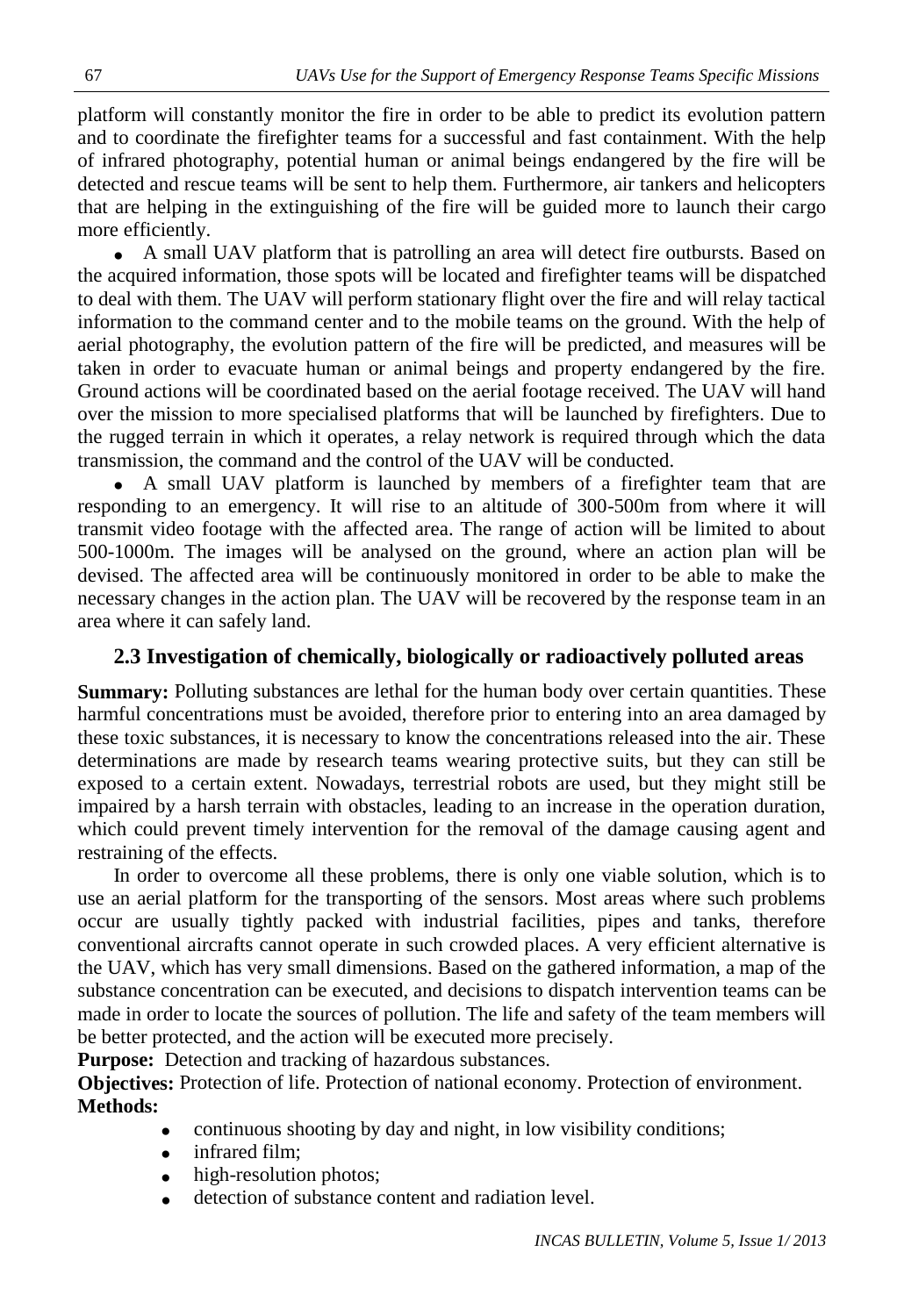platform will constantly monitor the fire in order to be able to predict its evolution pattern and to coordinate the firefighter teams for a successful and fast containment. With the help of infrared photography, potential human or animal beings endangered by the fire will be detected and rescue teams will be sent to help them. Furthermore, air tankers and helicopters that are helping in the extinguishing of the fire will be guided more to launch their cargo more efficiently.

- A small UAV platform that is patrolling an area will detect fire outbursts. Based on the acquired information, those spots will be located and firefighter teams will be dispatched to deal with them. The UAV will perform stationary flight over the fire and will relay tactical information to the command center and to the mobile teams on the ground. With the help of aerial photography, the evolution pattern of the fire will be predicted, and measures will be taken in order to evacuate human or animal beings and property endangered by the fire. Ground actions will be coordinated based on the aerial footage received. The UAV will hand over the mission to more specialised platforms that will be launched by firefighters. Due to the rugged terrain in which it operates, a relay network is required through which the data transmission, the command and the control of the UAV will be conducted.
- A small UAV platform is launched by members of a firefighter team that are responding to an emergency. It will rise to an altitude of 300-500m from where it will transmit video footage with the affected area. The range of action will be limited to about 500-1000m. The images will be analysed on the ground, where an action plan will be devised. The affected area will be continuously monitored in order to be able to make the necessary changes in the action plan. The UAV will be recovered by the response team in an area where it can safely land.

## 2.3 Investigation of chemically, biologically or radioactively polluted areas

**Summary:** Polluting substances are lethal for the human body over certain quantities. These harmful concentrations must be avoided, therefore prior to entering into an area damaged by these toxic substances, it is necessary to know the concentrations released into the air. These determinations are made by research teams wearing protective suits, but they can still be exposed to a certain extent. Nowadays, terrestrial robots are used, but they might still be impaired by a harsh terrain with obstacles, leading to an increase in the operation duration, which could prevent timely intervention for the removal of the damage causing agent and restraining of the effects.

In order to overcome all these problems, there is only one viable solution, which is to use an aerial platform for the transporting of the sensors. Most areas where such problems occur are usually tightly packed with industrial facilities, pipes and tanks, therefore conventional aircrafts cannot operate in such crowded places. A very efficient alternative is the UAV, which has very small dimensions. Based on the gathered information, a map of the substance concentration can be executed, and decisions to dispatch intervention teams can be made in order to locate the sources of pollution. The life and safety of the team members will be better protected, and the action will be executed more precisely.

**Purpose:** Detection and tracking of hazardous substances.

**Objectives:** Protection of life. Protection of national economy. Protection of environment.

**Methods:**

- continuous shooting by day and night, in low visibility conditions;
- infrared film;
- high-resolution photos;
- detection of substance content and radiation level.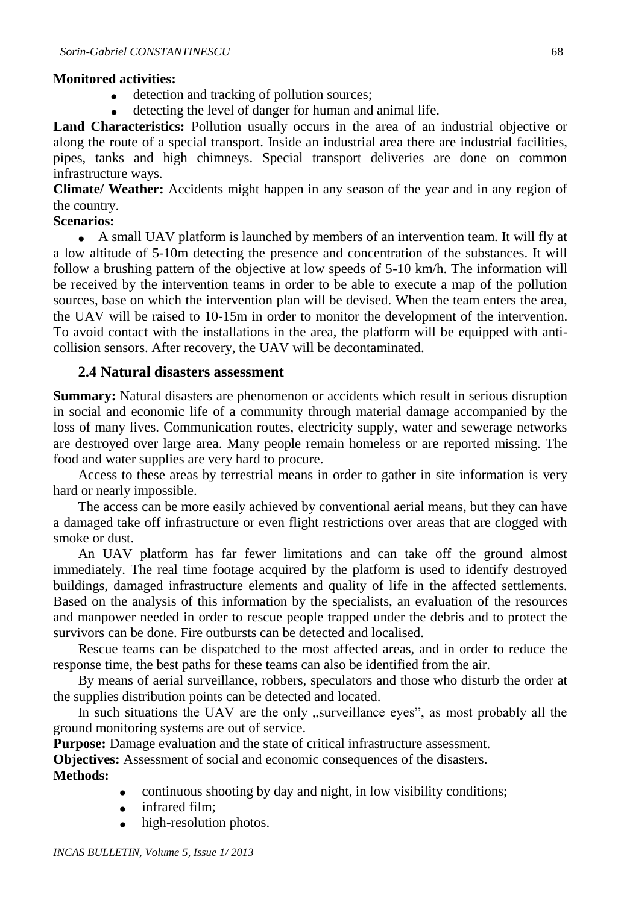**Monitored activities:**

- detection and tracking of pollution sources;
- detecting the level of danger for human and animal life.

**Land Characteristics:** Pollution usually occurs in the area of an industrial objective or along the route of a special transport. Inside an industrial area there are industrial facilities, pipes, tanks and high chimneys. Special transport deliveries are done on common infrastructure ways.

**Climate/ Weather:** Accidents might happen in any season of the year and in any region of the country.

**Scenarios:**

- A small UAV platform is launched by members of an intervention team. It will fly at a low altitude of 5-10m detecting the presence and concentration of the substances. It will follow a brushing pattern of the objective at low speeds of 5-10 km/h. The information will be received by the intervention teams in order to be able to execute a map of the pollution sources, base on which the intervention plan will be devised. When the team enters the area, the UAV will be raised to 10-15m in order to monitor the development of the intervention. To avoid contact with the installations in the area, the platform will be equipped with anti-collision sensors. After recovery, the UAV will be decontaminated.

### 2.4 Natural disasters assessment

**Summary:** Natural disasters are phenomenon or accidents which result in serious disruption in social and economic life of a community through material damage accompanied by the loss of many lives. Communication routes, electricity supply, water and sewerage networks are destroyed over large area. Many people remain homeless or are reported missing. The food and water supplies are very hard to procure.

Access to these areas by terrestrial means in order to gather in site information is very hard or nearly impossible.

The access can be more easily achieved by conventional aerial means, but they can have a damaged take off infrastructure or even flight restrictions over areas that are clogged with smoke or dust.

An UAV platform has far fewer limitations and can take off the ground almost immediately. The real time footage acquired by the platform is used to identify destroyed buildings, damaged infrastructure elements and quality of life in the affected settlements. Based on the analysis of this information by the specialists, an evaluation of the resources and manpower needed in order to rescue people trapped under the debris and to protect the survivors can be done. Fire outbursts can be detected and localised.

Rescue teams can be dispatched to the most affected areas, and in order to reduce the response time, the best paths for these teams can also be identified from the air.

By means of aerial surveillance, robbers, speculators and those who disturb the order at the supplies distribution points can be detected and located.

In such situations the UAV are the only „surveillance eyes", as most probably all the ground monitoring systems are out of service.

**Purpose:** Damage evaluation and the state of critical infrastructure assessment.

**Objectives:** Assessment of social and economic consequences of the disasters.

**Methods:**

- continuous shooting by day and night, in low visibility conditions;
- infrared film;
- high-resolution photos.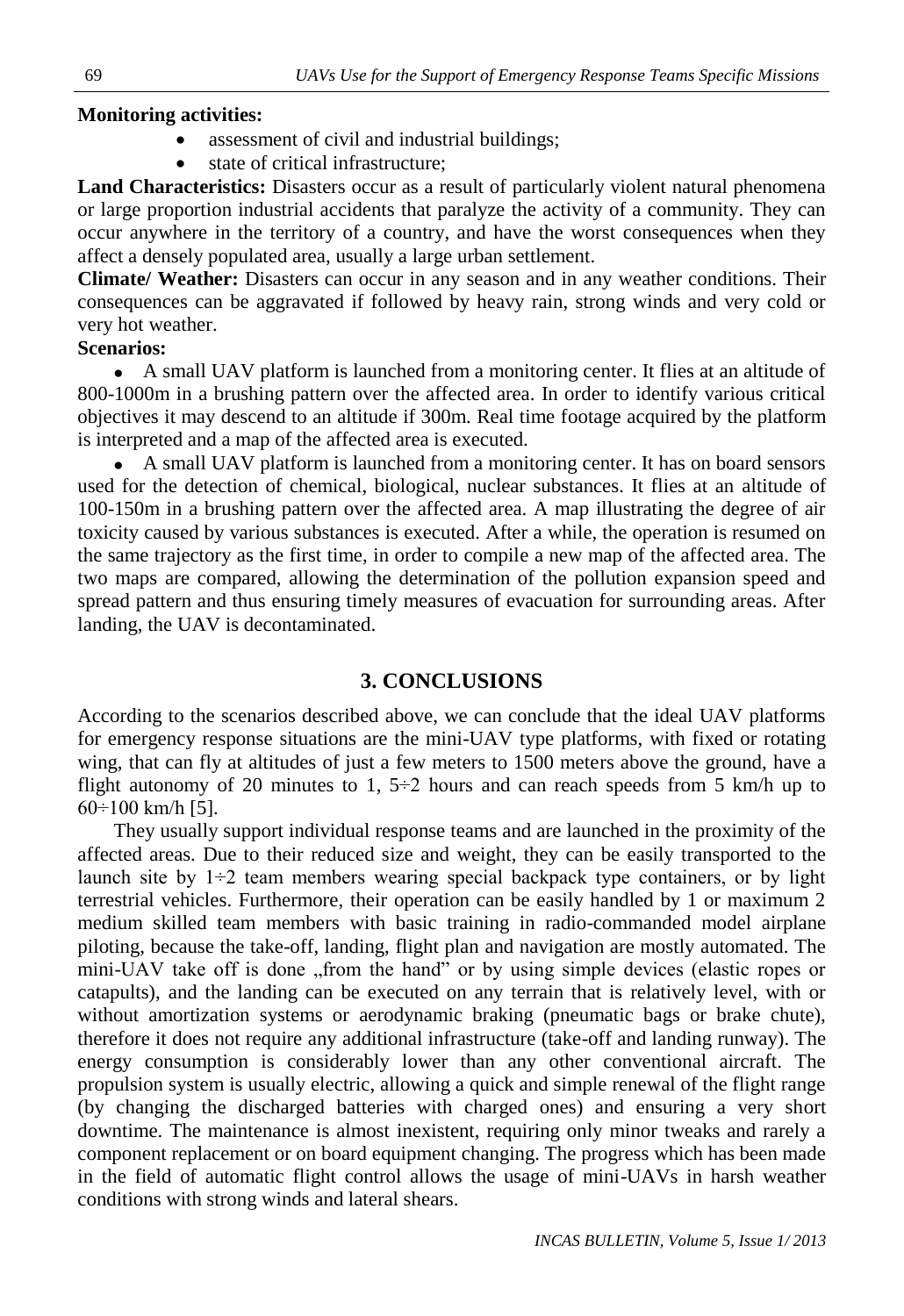**Monitoring activities:**

- assessment of civil and industrial buildings;
- state of critical infrastructure;

**Land Characteristics:** Disasters occur as a result of particularly violent natural phenomena or large proportion industrial accidents that paralyze the activity of a community. They can occur anywhere in the territory of a country, and have the worst consequences when they affect a densely populated area, usually a large urban settlement.

**Climate/ Weather:** Disasters can occur in any season and in any weather conditions. Their consequences can be aggravated if followed by heavy rain, strong winds and very cold or very hot weather.

**Scenarios:**

- A small UAV platform is launched from a monitoring center. It flies at an altitude of 800-1000m in a brushing pattern over the affected area. In order to identify various critical objectives it may descend to an altitude if 300m. Real time footage acquired by the platform is interpreted and a map of the affected area is executed.
- A small UAV platform is launched from a monitoring center. It has on board sensors used for the detection of chemical, biological, nuclear substances. It flies at an altitude of 100-150m in a brushing pattern over the affected area. A map illustrating the degree of air toxicity caused by various substances is executed. After a while, the operation is resumed on the same trajectory as the first time, in order to compile a new map of the affected area. The two maps are compared, allowing the determination of the pollution expansion speed and spread pattern and thus ensuring timely measures of evacuation for surrounding areas. After landing, the UAV is decontaminated.

## 3. CONCLUSIONS

According to the scenarios described above, we can conclude that the ideal UAV platforms for emergency response situations are the mini-UAV type platforms, with fixed or rotating wing, that can fly at altitudes of just a few meters to 1500 meters above the ground, have a flight autonomy of 20 minutes to 1, 5÷2 hours and can reach speeds from 5 km/h up to 60÷100 km/h [5].

They usually support individual response teams and are launched in the proximity of the affected areas. Due to their reduced size and weight, they can be easily transported to the launch site by 1÷2 team members wearing special backpack type containers, or by light terrestrial vehicles. Furthermore, their operation can be easily handled by 1 or maximum 2 medium skilled team members with basic training in radio-commanded model airplane piloting, because the take-off, landing, flight plan and navigation are mostly automated. The mini-UAV take off is done „from the hand" or by using simple devices (elastic ropes or catapults), and the landing can be executed on any terrain that is relatively level, with or without amortization systems or aerodynamic braking (pneumatic bags or brake chute), therefore it does not require any additional infrastructure (take-off and landing runway). The energy consumption is considerably lower than any other conventional aircraft. The propulsion system is usually electric, allowing a quick and simple renewal of the flight range (by changing the discharged batteries with charged ones) and ensuring a very short downtime. The maintenance is almost inexistent, requiring only minor tweaks and rarely a component replacement or on board equipment changing. The progress which has been made in the field of automatic flight control allows the usage of mini-UAVs in harsh weather conditions with strong winds and lateral shears.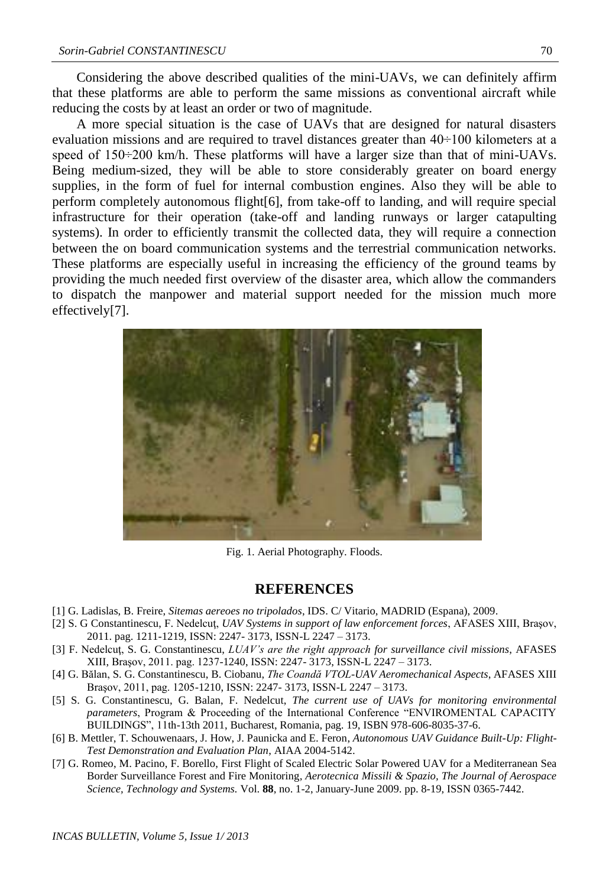Considering the above described qualities of the mini-UAVs, we can definitely affirm that these platforms are able to perform the same missions as conventional aircraft while reducing the costs by at least an order or two of magnitude.

A more special situation is the case of UAVs that are designed for natural disasters evaluation missions and are required to travel distances greater than 40÷100 kilometers at a speed of 150÷200 km/h. These platforms will have a larger size than that of mini-UAVs. Being medium-sized, they will be able to store considerably greater on board energy supplies, in the form of fuel for internal combustion engines. Also they will be able to perform completely autonomous flight[6], from take-off to landing, and will require special infrastructure for their operation (take-off and landing runways or larger catapulting systems). In order to efficiently transmit the collected data, they will require a connection between the on board communication systems and the terrestrial communication networks. These platforms are especially useful in increasing the efficiency of the ground teams by providing the much needed first overview of the disaster area, which allow the commanders to dispatch the manpower and material support needed for the mission much more effectively[7].

Fig. 1. Aerial Photography. Floods.

## REFERENCES

[1] G. Ladislas, B. Freire, *Sitemas aereoes no tripolados*, IDS. C/ Vitario, MADRID (Espana), 2009.

[2] S. G Constantinescu, F. Nedelcuţ, *UAV Systems in support of law enforcement forces*, AFASES XIII, Braşov, 2011. pag. 1211-1219, ISSN: 2247- 3173, ISSN-L 2247 – 3173.

[3] F. Nedelcuţ, S. G. Constantinescu, *LUAV's are the right approach for surveillance civil missions*, AFASES XIII, Braşov, 2011. pag. 1237-1240, ISSN: 2247- 3173, ISSN-L 2247 – 3173.

[4] G. Bălan, S. G. Constantinescu, B. Ciobanu, *The Coandă VTOL-UAV Aeromechanical Aspects*, AFASES XIII Braşov, 2011, pag. 1205-1210, ISSN: 2247- 3173, ISSN-L 2247 – 3173.

[5] S. G. Constantinescu, G. Balan, F. Nedelcut, *The current use of UAVs for monitoring environmental parameters*, Program & Proceeding of the International Conference "ENVIROMENTAL CAPACITY BUILDINGS", 11th-13th 2011, Bucharest, Romania, pag. 19, ISBN 978-606-8035-37-6.

[6] B. Mettler, T. Schouwenaars, J. How, J. Paunicka and E. Feron, *Autonomous UAV Guidance Built-Up: Flight-Test Demonstration and Evaluation Plan*, AIAA 2004-5142.

[7] G. Romeo, M. Pacino, F. Borello, First Flight of Scaled Electric Solar Powered UAV for a Mediterranean Sea Border Surveillance Forest and Fire Monitoring, *Aerotecnica Missili & Spazio, The Journal of Aerospace Science, Technology and Systems.* Vol. **88**, no. 1-2, January-June 2009. pp. 8-19, ISSN 0365-7442.